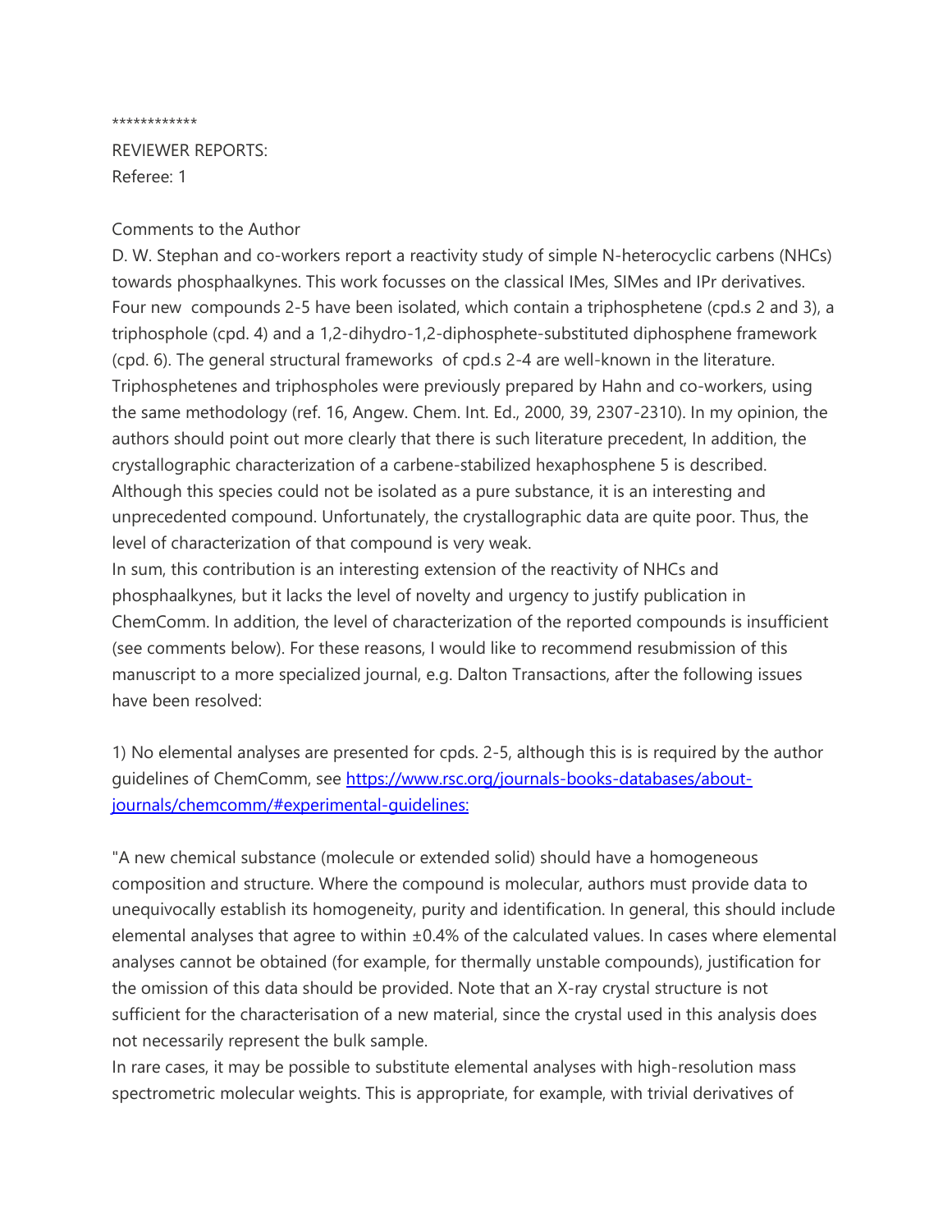************

REVIEWER REPORTS:
Referee: 1

Comments to the Author
D. W. Stephan and co-workers report a reactivity study of simple N-heterocyclic carbens (NHCs) towards phosphaalkynes. This work focusses on the classical IMes, SIMes and IPr derivatives. Four new compounds 2-5 have been isolated, which contain a triphosphetene (cpd.s 2 and 3), a triphosphole (cpd. 4) and a 1,2-dihydro-1,2-diphosphete-substituted diphosphene framework (cpd. 6). The general structural frameworks of cpd.s 2-4 are well-known in the literature. Triphosphetenes and triphospholes were previously prepared by Hahn and co-workers, using the same methodology (ref. 16, Angew. Chem. Int. Ed., 2000, 39, 2307-2310). In my opinion, the authors should point out more clearly that there is such literature precedent, In addition, the crystallographic characterization of a carbene-stabilized hexaphosphene 5 is described. Although this species could not be isolated as a pure substance, it is an interesting and unprecedented compound. Unfortunately, the crystallographic data are quite poor. Thus, the level of characterization of that compound is very weak.
In sum, this contribution is an interesting extension of the reactivity of NHCs and phosphaalkynes, but it lacks the level of novelty and urgency to justify publication in ChemComm. In addition, the level of characterization of the reported compounds is insufficient (see comments below). For these reasons, I would like to recommend resubmission of this manuscript to a more specialized journal, e.g. Dalton Transactions, after the following issues have been resolved:

1) No elemental analyses are presented for cpds. 2-5, although this is is required by the author guidelines of ChemComm, see [https://www.rsc.org/journals-books-databases/about-journals/chemcomm/#experimental-guidelines:](https://www.rsc.org/journals-books-databases/about-journals/chemcomm/#experimental-guidelines:)

"A new chemical substance (molecule or extended solid) should have a homogeneous composition and structure. Where the compound is molecular, authors must provide data to unequivocally establish its homogeneity, purity and identification. In general, this should include elemental analyses that agree to within ±0.4% of the calculated values. In cases where elemental analyses cannot be obtained (for example, for thermally unstable compounds), justification for the omission of this data should be provided. Note that an X-ray crystal structure is not sufficient for the characterisation of a new material, since the crystal used in this analysis does not necessarily represent the bulk sample.
In rare cases, it may be possible to substitute elemental analyses with high-resolution mass spectrometric molecular weights. This is appropriate, for example, with trivial derivatives of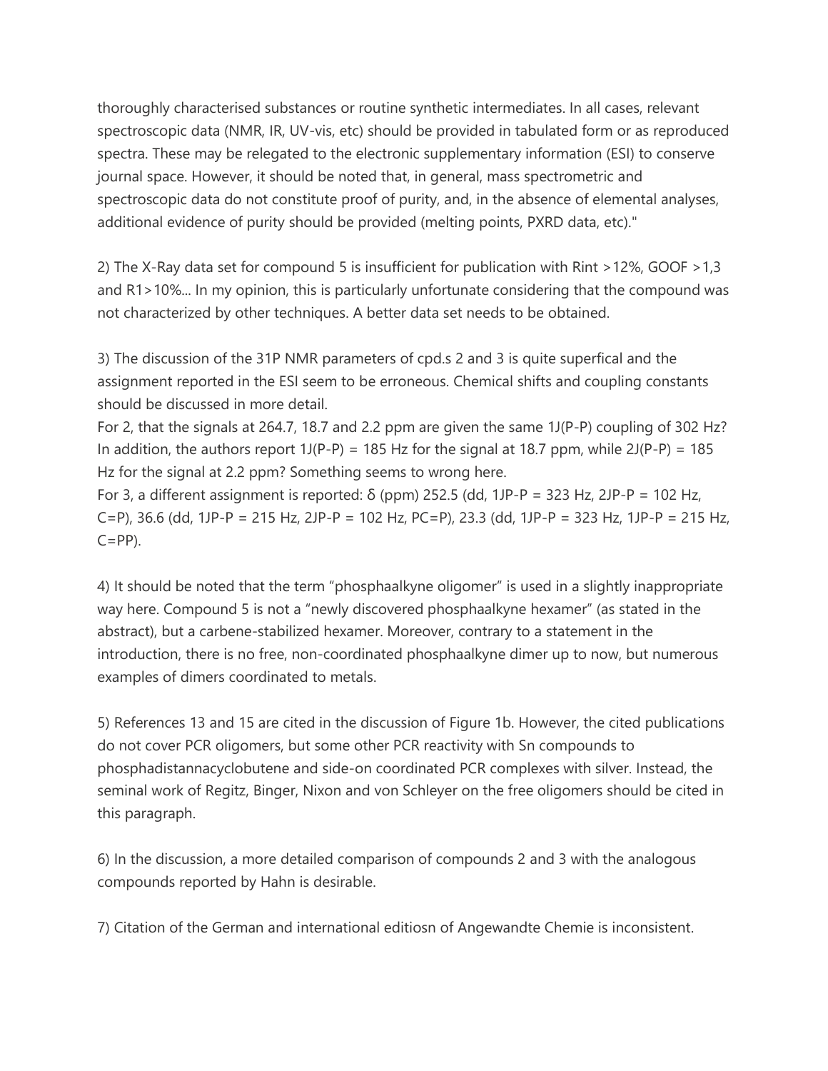thoroughly characterised substances or routine synthetic intermediates. In all cases, relevant spectroscopic data (NMR, IR, UV-vis, etc) should be provided in tabulated form or as reproduced spectra. These may be relegated to the electronic supplementary information (ESI) to conserve journal space. However, it should be noted that, in general, mass spectrometric and spectroscopic data do not constitute proof of purity, and, in the absence of elemental analyses, additional evidence of purity should be provided (melting points, PXRD data, etc)."

2) The X-Ray data set for compound 5 is insufficient for publication with Rint >12%, GOOF >1,3 and R1>10%... In my opinion, this is particularly unfortunate considering that the compound was not characterized by other techniques. A better data set needs to be obtained.

3) The discussion of the 31P NMR parameters of cpd.s 2 and 3 is quite superfical and the assignment reported in the ESI seem to be erroneous. Chemical shifts and coupling constants should be discussed in more detail.
For 2, that the signals at 264.7, 18.7 and 2.2 ppm are given the same 1J(P-P) coupling of 302 Hz? In addition, the authors report 1J(P-P) = 185 Hz for the signal at 18.7 ppm, while 2J(P-P) = 185 Hz for the signal at 2.2 ppm? Something seems to wrong here.
For 3, a different assignment is reported: δ (ppm) 252.5 (dd, 1JP-P = 323 Hz, 2JP-P = 102 Hz, C=P), 36.6 (dd, 1JP-P = 215 Hz, 2JP-P = 102 Hz, PC=P), 23.3 (dd, 1JP-P = 323 Hz, 1JP-P = 215 Hz, C=PP).

4) It should be noted that the term "phosphaalkyne oligomer" is used in a slightly inappropriate way here. Compound 5 is not a "newly discovered phosphaalkyne hexamer" (as stated in the abstract), but a carbene-stabilized hexamer. Moreover, contrary to a statement in the introduction, there is no free, non-coordinated phosphaalkyne dimer up to now, but numerous examples of dimers coordinated to metals.

5) References 13 and 15 are cited in the discussion of Figure 1b. However, the cited publications do not cover PCR oligomers, but some other PCR reactivity with Sn compounds to phosphadistannacyclobutene and side-on coordinated PCR complexes with silver. Instead, the seminal work of Regitz, Binger, Nixon and von Schleyer on the free oligomers should be cited in this paragraph.

6) In the discussion, a more detailed comparison of compounds 2 and 3 with the analogous compounds reported by Hahn is desirable.

7) Citation of the German and international editiosn of Angewandte Chemie is inconsistent.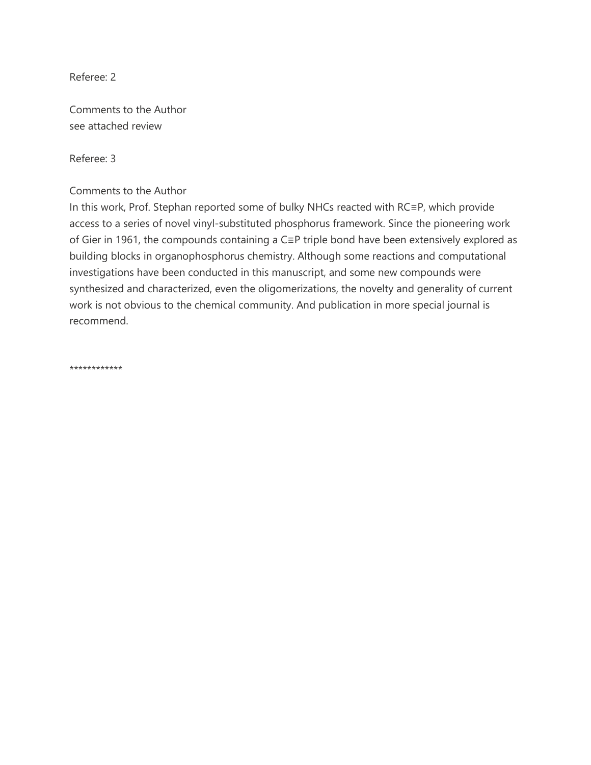Referee: 2

Comments to the Author
see attached review

Referee: 3

Comments to the Author
In this work, Prof. Stephan reported some of bulky NHCs reacted with RC≡P, which provide access to a series of novel vinyl-substituted phosphorus framework. Since the pioneering work of Gier in 1961, the compounds containing a C≡P triple bond have been extensively explored as building blocks in organophosphorus chemistry. Although some reactions and computational investigations have been conducted in this manuscript, and some new compounds were synthesized and characterized, even the oligomerizations, the novelty and generality of current work is not obvious to the chemical community. And publication in more special journal is recommend.

************